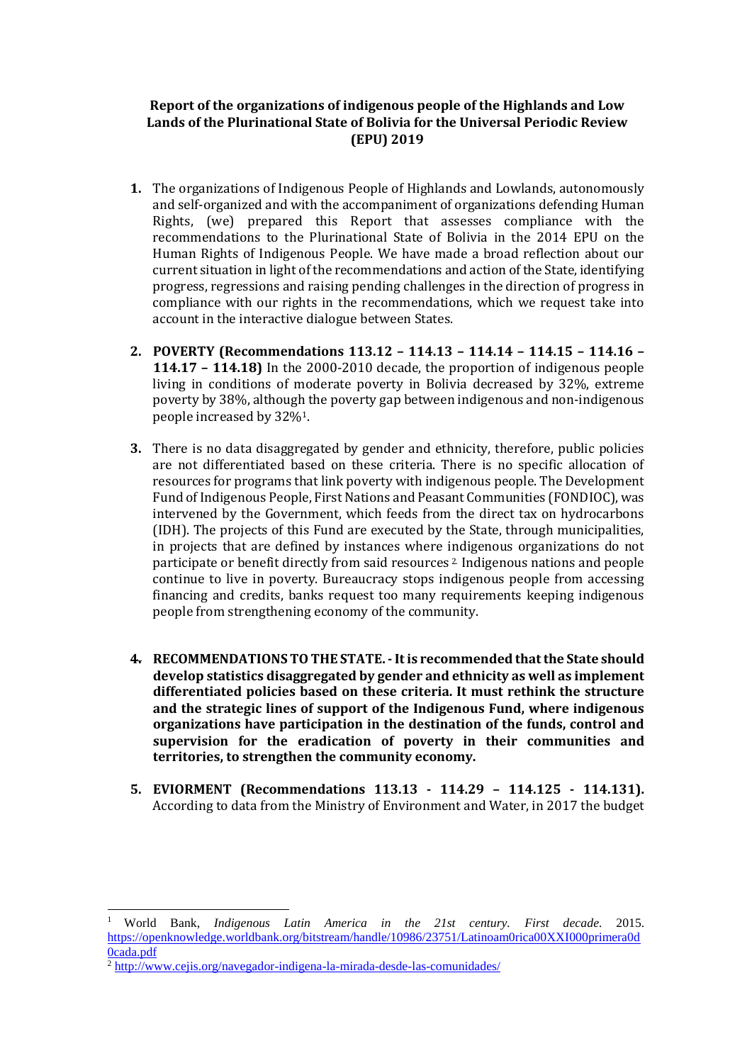**Report of the organizations of indigenous people of the Highlands and Low Lands of the Plurinational State of Bolivia for the Universal Periodic Review (EPU) 2019**

1. The organizations of Indigenous People of Highlands and Lowlands, autonomously and self-organized and with the accompaniment of organizations defending Human Rights, (we) prepared this Report that assesses compliance with the recommendations to the Plurinational State of Bolivia in the 2014 EPU on the Human Rights of Indigenous People. We have made a broad reflection about our current situation in light of the recommendations and action of the State, identifying progress, regressions and raising pending challenges in the direction of progress in compliance with our rights in the recommendations, which we request take into account in the interactive dialogue between States.

2. **POVERTY (Recommendations 113.12 – 114.13 – 114.14 – 114.15 – 114.16 – 114.17 – 114.18)** In the 2000-2010 decade, the proportion of indigenous people living in conditions of moderate poverty in Bolivia decreased by 32%, extreme poverty by 38%, although the poverty gap between indigenous and non-indigenous people increased by 32%[1].

3. There is no data disaggregated by gender and ethnicity, therefore, public policies are not differentiated based on these criteria. There is no specific allocation of resources for programs that link poverty with indigenous people. The Development Fund of Indigenous People, First Nations and Peasant Communities (FONDIOC), was intervened by the Government, which feeds from the direct tax on hydrocarbons (IDH). The projects of this Fund are executed by the State, through municipalities, in projects that are defined by instances where indigenous organizations do not participate or benefit directly from said resources [2]. Indigenous nations and people continue to live in poverty. Bureaucracy stops indigenous people from accessing financing and credits, banks request too many requirements keeping indigenous people from strengthening economy of the community.

4. **RECOMMENDATIONS TO THE STATE. - It is recommended that the State should develop statistics disaggregated by gender and ethnicity as well as implement differentiated policies based on these criteria. It must rethink the structure and the strategic lines of support of the Indigenous Fund, where indigenous organizations have participation in the destination of the funds, control and supervision for the eradication of poverty in their communities and territories, to strengthen the community economy.**

5. **EVIORMENT (Recommendations 113.13 - 114.29 – 114.125 - 114.131).** According to data from the Ministry of Environment and Water, in 2017 the budget

---

[1] World Bank, *Indigenous Latin America in the 21st century. First decade.* 2015. https://openknowledge.worldbank.org/bitstream/handle/10986/23751/Latinoam0rica00XXI000primera0d0cada.pdf

[2] http://www.cejis.org/navegador-indigena-la-mirada-desde-las-comunidades/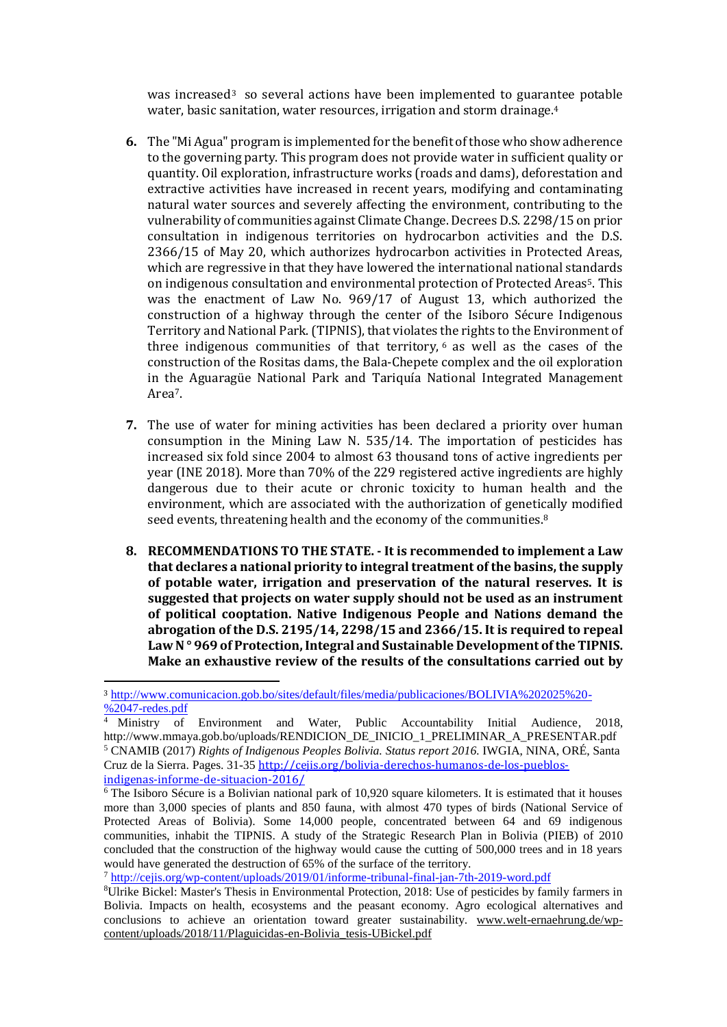was increased[3] so several actions have been implemented to guarantee potable water, basic sanitation, water resources, irrigation and storm drainage.[4]

**6.** The "Mi Agua" program is implemented for the benefit of those who show adherence to the governing party. This program does not provide water in sufficient quality or quantity. Oil exploration, infrastructure works (roads and dams), deforestation and extractive activities have increased in recent years, modifying and contaminating natural water sources and severely affecting the environment, contributing to the vulnerability of communities against Climate Change. Decrees D.S. 2298/15 on prior consultation in indigenous territories on hydrocarbon activities and the D.S. 2366/15 of May 20, which authorizes hydrocarbon activities in Protected Areas, which are regressive in that they have lowered the international national standards on indigenous consultation and environmental protection of Protected Areas[5]. This was the enactment of Law No. 969/17 of August 13, which authorized the construction of a highway through the center of the Isiboro Sécure Indigenous Territory and National Park. (TIPNIS), that violates the rights to the Environment of three indigenous communities of that territory, [6] as well as the cases of the construction of the Rositas dams, the Bala-Chepete complex and the oil exploration in the Aguaragüe National Park and Tariquía National Integrated Management Area[7].

**7.** The use of water for mining activities has been declared a priority over human consumption in the Mining Law N. 535/14. The importation of pesticides has increased six fold since 2004 to almost 63 thousand tons of active ingredients per year (INE 2018). More than 70% of the 229 registered active ingredients are highly dangerous due to their acute or chronic toxicity to human health and the environment, which are associated with the authorization of genetically modified seed events, threatening health and the economy of the communities.[8]

**8. RECOMMENDATIONS TO THE STATE. - It is recommended to implement a Law that declares a national priority to integral treatment of the basins, the supply of potable water, irrigation and preservation of the natural reserves. It is suggested that projects on water supply should not be used as an instrument of political cooptation. Native Indigenous People and Nations demand the abrogation of the D.S. 2195/14, 2298/15 and 2366/15. It is required to repeal Law N ° 969 of Protection, Integral and Sustainable Development of the TIPNIS. Make an exhaustive review of the results of the consultations carried out by**

---

[3] http://www.comunicacion.gob.bo/sites/default/files/media/publicaciones/BOLIVIA%202025%20-%2047-redes.pdf

[4] Ministry of Environment and Water, Public Accountability Initial Audience, 2018, http://www.mmaya.gob.bo/uploads/RENDICION_DE_INICIO_1_PRELIMINAR_A_PRESENTAR.pdf

[5] CNAMIB (2017) *Rights of Indigenous Peoples Bolivia. Status report 2016*. IWGIA, NINA, ORÉ, Santa Cruz de la Sierra. Pages. 31-35 http://cejis.org/bolivia-derechos-humanos-de-los-pueblos-indigenas-informe-de-situacion-2016/

[6] The Isiboro Sécure is a Bolivian national park of 10,920 square kilometers. It is estimated that it houses more than 3,000 species of plants and 850 fauna, with almost 470 types of birds (National Service of Protected Areas of Bolivia). Some 14,000 people, concentrated between 64 and 69 indigenous communities, inhabit the TIPNIS. A study of the Strategic Research Plan in Bolivia (PIEB) of 2010 concluded that the construction of the highway would cause the cutting of 500,000 trees and in 18 years would have generated the destruction of 65% of the surface of the territory.

[7] http://cejis.org/wp-content/uploads/2019/01/informe-tribunal-final-jan-7th-2019-word.pdf

[8] Ulrike Bickel: Master's Thesis in Environmental Protection, 2018: Use of pesticides by family farmers in Bolivia. Impacts on health, ecosystems and the peasant economy. Agro ecological alternatives and conclusions to achieve an orientation toward greater sustainability. www.welt-ernaehrung.de/wp-content/uploads/2018/11/Plaguicidas-en-Bolivia_tesis-UBickel.pdf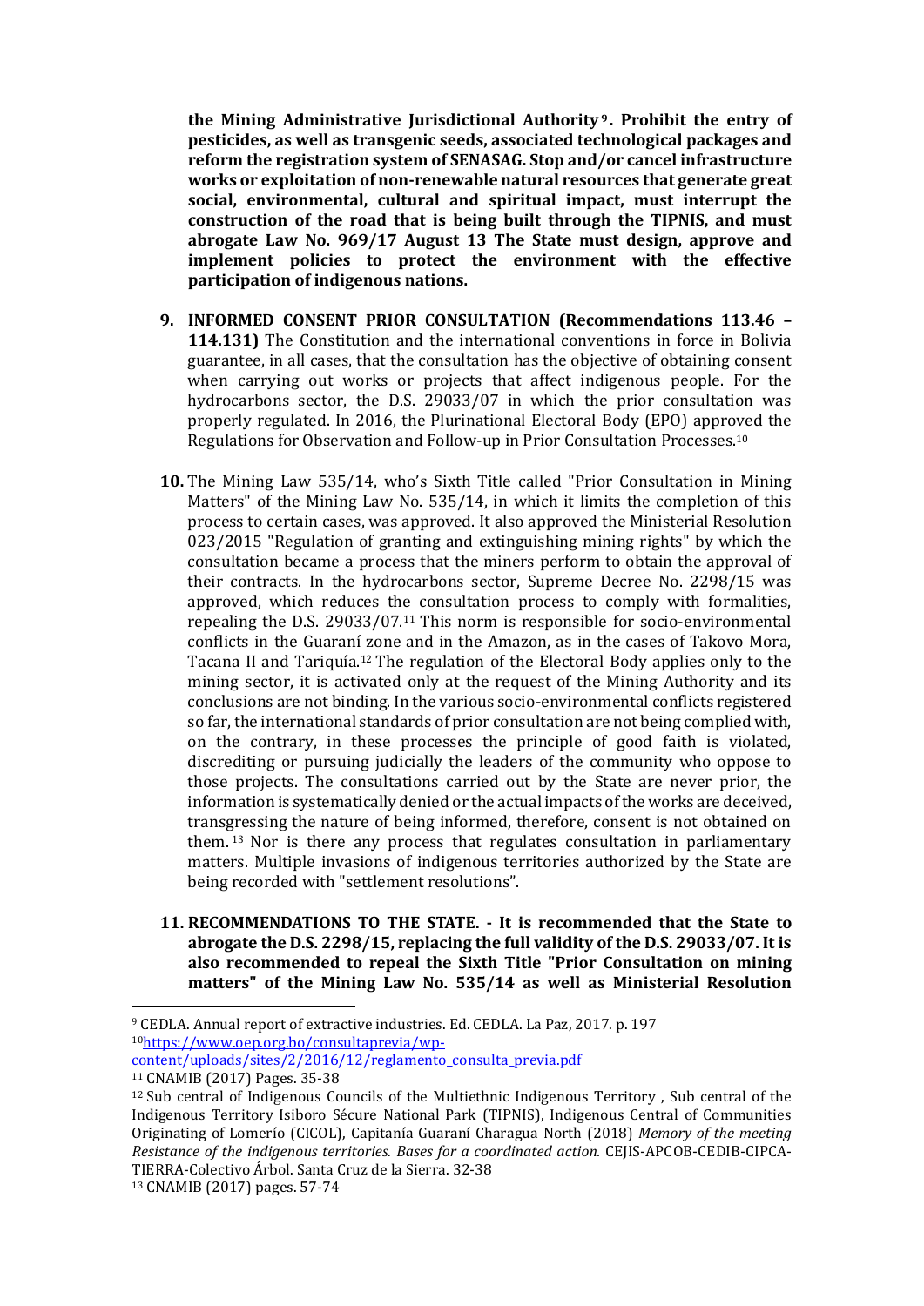**the Mining Administrative Jurisdictional Authority[9]. Prohibit the entry of pesticides, as well as transgenic seeds, associated technological packages and reform the registration system of SENASAG. Stop and/or cancel infrastructure works or exploitation of non-renewable natural resources that generate great social, environmental, cultural and spiritual impact, must interrupt the construction of the road that is being built through the TIPNIS, and must abrogate Law No. 969/17 August 13 The State must design, approve and implement policies to protect the environment with the effective participation of indigenous nations.**

9. **INFORMED CONSENT PRIOR CONSULTATION (Recommendations 113.46 – 114.131)** The Constitution and the international conventions in force in Bolivia guarantee, in all cases, that the consultation has the objective of obtaining consent when carrying out works or projects that affect indigenous people. For the hydrocarbons sector, the D.S. 29033/07 in which the prior consultation was properly regulated. In 2016, the Plurinational Electoral Body (EPO) approved the Regulations for Observation and Follow-up in Prior Consultation Processes.[10]

10. The Mining Law 535/14, who's Sixth Title called "Prior Consultation in Mining Matters" of the Mining Law No. 535/14, in which it limits the completion of this process to certain cases, was approved. It also approved the Ministerial Resolution 023/2015 "Regulation of granting and extinguishing mining rights" by which the consultation became a process that the miners perform to obtain the approval of their contracts. In the hydrocarbons sector, Supreme Decree No. 2298/15 was approved, which reduces the consultation process to comply with formalities, repealing the D.S. 29033/07.[11] This norm is responsible for socio-environmental conflicts in the Guaraní zone and in the Amazon, as in the cases of Takovo Mora, Tacana II and Tariquía.[12] The regulation of the Electoral Body applies only to the mining sector, it is activated only at the request of the Mining Authority and its conclusions are not binding. In the various socio-environmental conflicts registered so far, the international standards of prior consultation are not being complied with, on the contrary, in these processes the principle of good faith is violated, discrediting or pursuing judicially the leaders of the community who oppose to those projects. The consultations carried out by the State are never prior, the information is systematically denied or the actual impacts of the works are deceived, transgressing the nature of being informed, therefore, consent is not obtained on them.[13] Nor is there any process that regulates consultation in parliamentary matters. Multiple invasions of indigenous territories authorized by the State are being recorded with "settlement resolutions".

11. **RECOMMENDATIONS TO THE STATE. - It is recommended that the State to abrogate the D.S. 2298/15, replacing the full validity of the D.S. 29033/07. It is also recommended to repeal the Sixth Title "Prior Consultation on mining matters" of the Mining Law No. 535/14 as well as Ministerial Resolution**

---

[9] CEDLA. Annual report of extractive industries. Ed. CEDLA. La Paz, 2017. p. 197

[10] https://www.oep.org.bo/consultaprevia/wp-content/uploads/sites/2/2016/12/reglamento_consulta_previa.pdf

[11] CNAMIB (2017) Pages. 35-38

[12] Sub central of Indigenous Councils of the Multiethnic Indigenous Territory , Sub central of the Indigenous Territory Isiboro Sécure National Park (TIPNIS), Indigenous Central of Communities Originating of Lomerío (CICOL), Capitanía Guaraní Charagua North (2018) *Memory of the meeting Resistance of the indigenous territories. Bases for a coordinated action.* CEJIS-APCOB-CEDIB-CIPCA-TIERRA-Colectivo Árbol. Santa Cruz de la Sierra. 32-38

[13] CNAMIB (2017) pages. 57-74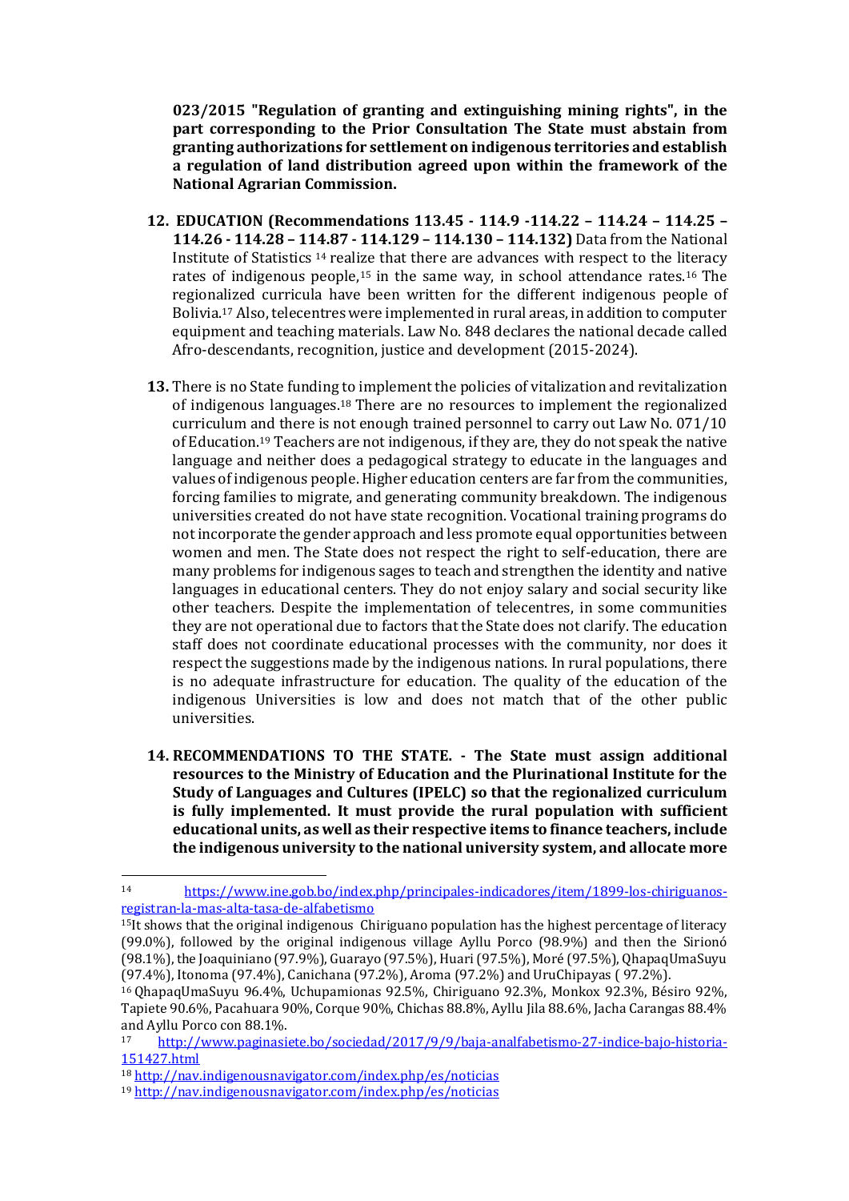**023/2015 "Regulation of granting and extinguishing mining rights", in the part corresponding to the Prior Consultation The State must abstain from granting authorizations for settlement on indigenous territories and establish a regulation of land distribution agreed upon within the framework of the National Agrarian Commission.**

12. **EDUCATION (Recommendations 113.45 - 114.9 -114.22 – 114.24 – 114.25 – 114.26 - 114.28 – 114.87 - 114.129 – 114.130 – 114.132)** Data from the National Institute of Statistics [14] realize that there are advances with respect to the literacy rates of indigenous people,[15] in the same way, in school attendance rates.[16] The regionalized curricula have been written for the different indigenous people of Bolivia.[17] Also, telecentres were implemented in rural areas, in addition to computer equipment and teaching materials. Law No. 848 declares the national decade called Afro-descendants, recognition, justice and development (2015-2024).

13. There is no State funding to implement the policies of vitalization and revitalization of indigenous languages.[18] There are no resources to implement the regionalized curriculum and there is not enough trained personnel to carry out Law No. 071/10 of Education.[19] Teachers are not indigenous, if they are, they do not speak the native language and neither does a pedagogical strategy to educate in the languages and values of indigenous people. Higher education centers are far from the communities, forcing families to migrate, and generating community breakdown. The indigenous universities created do not have state recognition. Vocational training programs do not incorporate the gender approach and less promote equal opportunities between women and men. The State does not respect the right to self-education, there are many problems for indigenous sages to teach and strengthen the identity and native languages in educational centers. They do not enjoy salary and social security like other teachers. Despite the implementation of telecentres, in some communities they are not operational due to factors that the State does not clarify. The education staff does not coordinate educational processes with the community, nor does it respect the suggestions made by the indigenous nations. In rural populations, there is no adequate infrastructure for education. The quality of the education of the indigenous Universities is low and does not match that of the other public universities.

14. **RECOMMENDATIONS TO THE STATE. - The State must assign additional resources to the Ministry of Education and the Plurinational Institute for the Study of Languages and Cultures (IPELC) so that the regionalized curriculum is fully implemented. It must provide the rural population with sufficient educational units, as well as their respective items to finance teachers, include the indigenous university to the national university system, and allocate more**

---

[14] https://www.ine.gob.bo/index.php/principales-indicadores/item/1899-los-chiriguanos-registran-la-mas-alta-tasa-de-alfabetismo

[15] It shows that the original indigenous Chiriguano population has the highest percentage of literacy (99.0%), followed by the original indigenous village Ayllu Porco (98.9%) and then the Sirionó (98.1%), the Joaquiniano (97.9%), Guarayo (97.5%), Huari (97.5%), Moré (97.5%), QhapaqUmaSuyu (97.4%), Itonoma (97.4%), Canichana (97.2%), Aroma (97.2%) and UruChipayas ( 97.2%).

[16] QhapaqUmaSuyu 96.4%, Uchupamionas 92.5%, Chiriguano 92.3%, Monkox 92.3%, Bésiro 92%, Tapiete 90.6%, Pacahuara 90%, Corque 90%, Chichas 88.8%, Ayllu Jila 88.6%, Jacha Carangas 88.4% and Ayllu Porco con 88.1%.

[17] http://www.paginasiete.bo/sociedad/2017/9/9/baja-analfabetismo-27-indice-bajo-historia-151427.html

[18] http://nav.indigenousnavigator.com/index.php/es/noticias

[19] http://nav.indigenousnavigator.com/index.php/es/noticias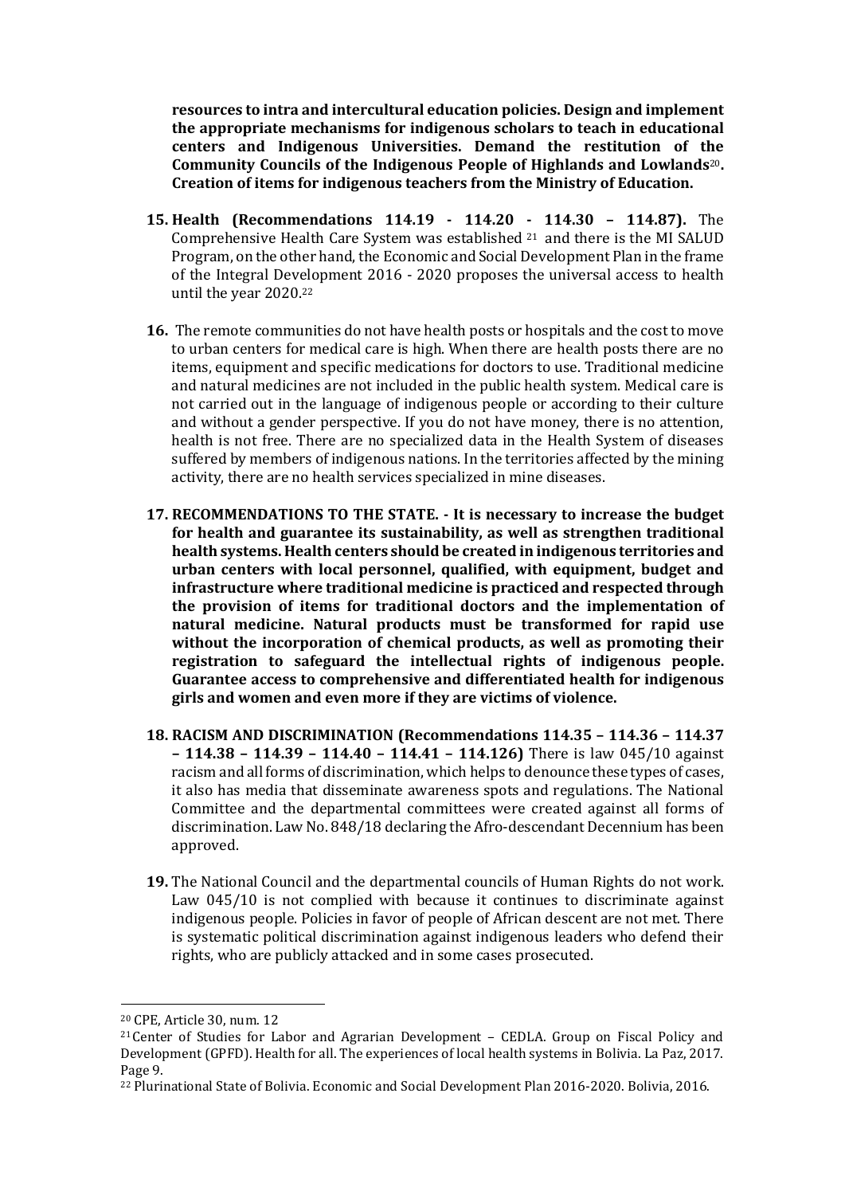**resources to intra and intercultural education policies. Design and implement the appropriate mechanisms for indigenous scholars to teach in educational centers and Indigenous Universities. Demand the restitution of the Community Councils of the Indigenous People of Highlands and Lowlands[20]. Creation of items for indigenous teachers from the Ministry of Education.**

15. **Health (Recommendations 114.19 - 114.20 - 114.30 – 114.87).** The Comprehensive Health Care System was established [21] and there is the MI SALUD Program, on the other hand, the Economic and Social Development Plan in the frame of the Integral Development 2016 - 2020 proposes the universal access to health until the year 2020.[22]

16. The remote communities do not have health posts or hospitals and the cost to move to urban centers for medical care is high. When there are health posts there are no items, equipment and specific medications for doctors to use. Traditional medicine and natural medicines are not included in the public health system. Medical care is not carried out in the language of indigenous people or according to their culture and without a gender perspective. If you do not have money, there is no attention, health is not free. There are no specialized data in the Health System of diseases suffered by members of indigenous nations. In the territories affected by the mining activity, there are no health services specialized in mine diseases.

17. **RECOMMENDATIONS TO THE STATE. - It is necessary to increase the budget for health and guarantee its sustainability, as well as strengthen traditional health systems. Health centers should be created in indigenous territories and urban centers with local personnel, qualified, with equipment, budget and infrastructure where traditional medicine is practiced and respected through the provision of items for traditional doctors and the implementation of natural medicine. Natural products must be transformed for rapid use without the incorporation of chemical products, as well as promoting their registration to safeguard the intellectual rights of indigenous people. Guarantee access to comprehensive and differentiated health for indigenous girls and women and even more if they are victims of violence.**

18. **RACISM AND DISCRIMINATION (Recommendations 114.35 – 114.36 – 114.37 – 114.38 – 114.39 – 114.40 – 114.41 – 114.126)** There is law 045/10 against racism and all forms of discrimination, which helps to denounce these types of cases, it also has media that disseminate awareness spots and regulations. The National Committee and the departmental committees were created against all forms of discrimination. Law No. 848/18 declaring the Afro-descendant Decennium has been approved.

19. The National Council and the departmental councils of Human Rights do not work. Law 045/10 is not complied with because it continues to discriminate against indigenous people. Policies in favor of people of African descent are not met. There is systematic political discrimination against indigenous leaders who defend their rights, who are publicly attacked and in some cases prosecuted.

---

[20] CPE, Article 30, num. 12

[21] Center of Studies for Labor and Agrarian Development – CEDLA. Group on Fiscal Policy and Development (GPFD). Health for all. The experiences of local health systems in Bolivia. La Paz, 2017. Page 9.

[22] Plurinational State of Bolivia. Economic and Social Development Plan 2016-2020. Bolivia, 2016.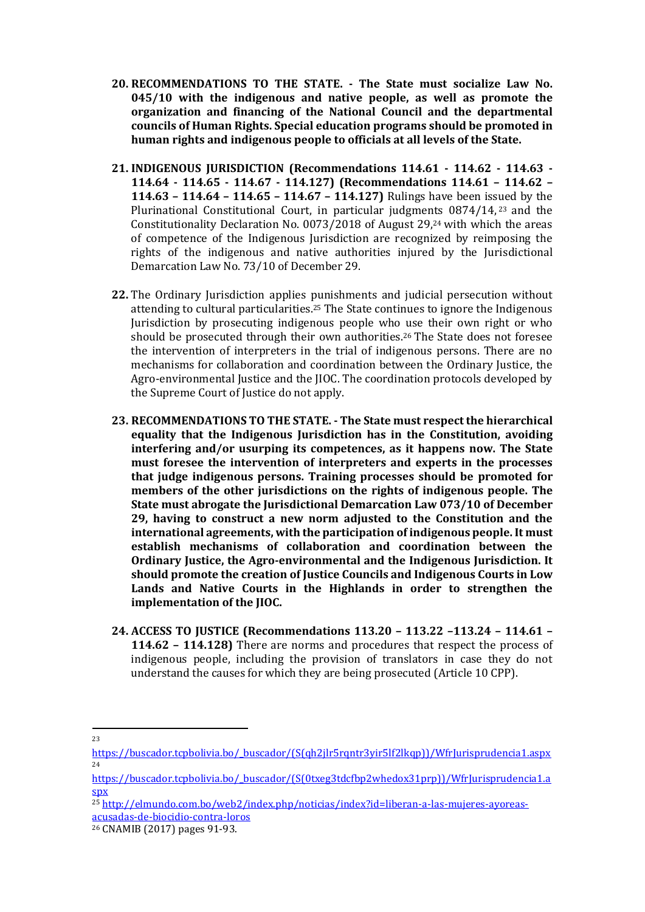20. **RECOMMENDATIONS TO THE STATE. - The State must socialize Law No. 045/10 with the indigenous and native people, as well as promote the organization and financing of the National Council and the departmental councils of Human Rights. Special education programs should be promoted in human rights and indigenous people to officials at all levels of the State.**

21. **INDIGENOUS JURISDICTION (Recommendations 114.61 - 114.62 - 114.63 - 114.64 - 114.65 - 114.67 - 114.127) (Recommendations 114.61 – 114.62 – 114.63 – 114.64 – 114.65 – 114.67 – 114.127)** Rulings have been issued by the Plurinational Constitutional Court, in particular judgments 0874/14,[23] and the Constitutionality Declaration No. 0073/2018 of August 29,[24] with which the areas of competence of the Indigenous Jurisdiction are recognized by reimposing the rights of the indigenous and native authorities injured by the Jurisdictional Demarcation Law No. 73/10 of December 29.

22. The Ordinary Jurisdiction applies punishments and judicial persecution without attending to cultural particularities.[25] The State continues to ignore the Indigenous Jurisdiction by prosecuting indigenous people who use their own right or who should be prosecuted through their own authorities.[26] The State does not foresee the intervention of interpreters in the trial of indigenous persons. There are no mechanisms for collaboration and coordination between the Ordinary Justice, the Agro-environmental Justice and the JIOC. The coordination protocols developed by the Supreme Court of Justice do not apply.

23. **RECOMMENDATIONS TO THE STATE. - The State must respect the hierarchical equality that the Indigenous Jurisdiction has in the Constitution, avoiding interfering and/or usurping its competences, as it happens now. The State must foresee the intervention of interpreters and experts in the processes that judge indigenous persons. Training processes should be promoted for members of the other jurisdictions on the rights of indigenous people. The State must abrogate the Jurisdictional Demarcation Law 073/10 of December 29, having to construct a new norm adjusted to the Constitution and the international agreements, with the participation of indigenous people. It must establish mechanisms of collaboration and coordination between the Ordinary Justice, the Agro-environmental and the Indigenous Jurisdiction. It should promote the creation of Justice Councils and Indigenous Courts in Low Lands and Native Courts in the Highlands in order to strengthen the implementation of the JIOC.**

24. **ACCESS TO JUSTICE (Recommendations 113.20 – 113.22 –113.24 – 114.61 – 114.62 – 114.128)** There are norms and procedures that respect the process of indigenous people, including the provision of translators in case they do not understand the causes for which they are being prosecuted (Article 10 CPP).

---

[23] https://buscador.tcpbolivia.bo/_buscador/(S(qh2jlr5rqntr3yir5lf2lkqp))/WfrJurisprudencia1.aspx

[24] https://buscador.tcpbolivia.bo/_buscador/(S(0txeg3tdcfbp2whedox31prp))/WfrJurisprudencia1.aspx

[25] http://elmundo.com.bo/web2/index.php/noticias/index?id=liberan-a-las-mujeres-ayoreas-acusadas-de-biocidio-contra-loros

[26] CNAMIB (2017) pages 91-93.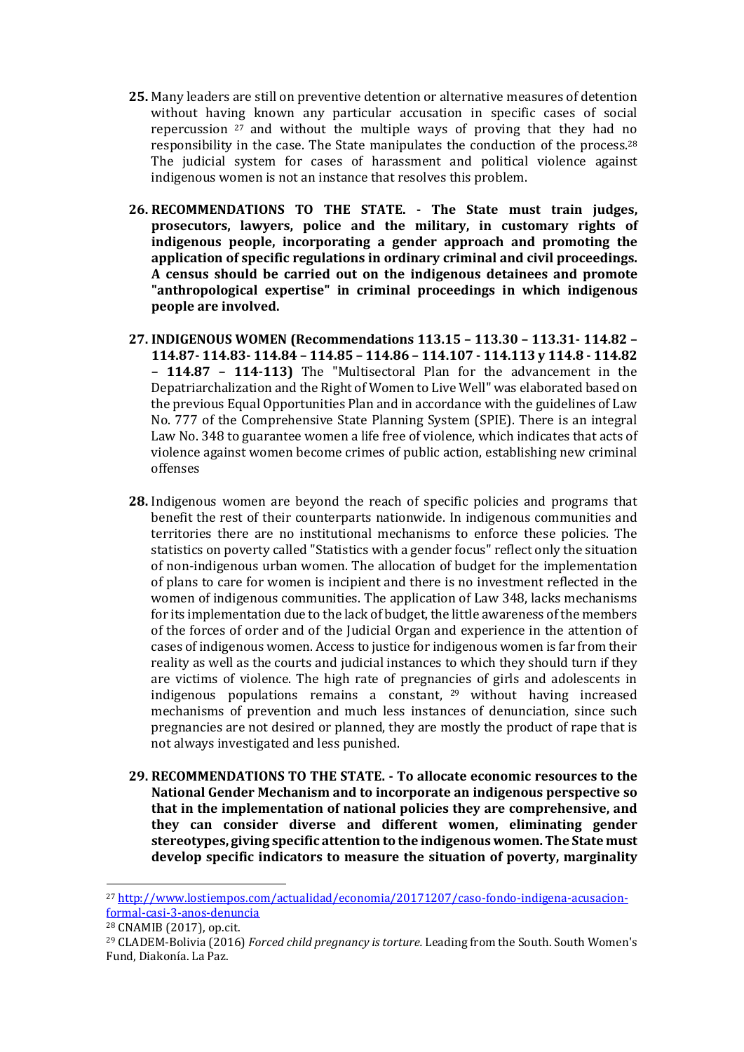25. Many leaders are still on preventive detention or alternative measures of detention without having known any particular accusation in specific cases of social repercussion [27] and without the multiple ways of proving that they had no responsibility in the case. The State manipulates the conduction of the process.[28] The judicial system for cases of harassment and political violence against indigenous women is not an instance that resolves this problem.

26. **RECOMMENDATIONS TO THE STATE. - The State must train judges, prosecutors, lawyers, police and the military, in customary rights of indigenous people, incorporating a gender approach and promoting the application of specific regulations in ordinary criminal and civil proceedings. A census should be carried out on the indigenous detainees and promote "anthropological expertise" in criminal proceedings in which indigenous people are involved.**

27. **INDIGENOUS WOMEN (Recommendations 113.15 – 113.30 – 113.31- 114.82 – 114.87- 114.83- 114.84 – 114.85 – 114.86 – 114.107 - 114.113 y 114.8 - 114.82 – 114.87 – 114-113)** The "Multisectoral Plan for the advancement in the Depatriarchalization and the Right of Women to Live Well" was elaborated based on the previous Equal Opportunities Plan and in accordance with the guidelines of Law No. 777 of the Comprehensive State Planning System (SPIE). There is an integral Law No. 348 to guarantee women a life free of violence, which indicates that acts of violence against women become crimes of public action, establishing new criminal offenses

28. Indigenous women are beyond the reach of specific policies and programs that benefit the rest of their counterparts nationwide. In indigenous communities and territories there are no institutional mechanisms to enforce these policies. The statistics on poverty called "Statistics with a gender focus" reflect only the situation of non-indigenous urban women. The allocation of budget for the implementation of plans to care for women is incipient and there is no investment reflected in the women of indigenous communities. The application of Law 348, lacks mechanisms for its implementation due to the lack of budget, the little awareness of the members of the forces of order and of the Judicial Organ and experience in the attention of cases of indigenous women. Access to justice for indigenous women is far from their reality as well as the courts and judicial instances to which they should turn if they are victims of violence. The high rate of pregnancies of girls and adolescents in indigenous populations remains a constant, [29] without having increased mechanisms of prevention and much less instances of denunciation, since such pregnancies are not desired or planned, they are mostly the product of rape that is not always investigated and less punished.

29. **RECOMMENDATIONS TO THE STATE. - To allocate economic resources to the National Gender Mechanism and to incorporate an indigenous perspective so that in the implementation of national policies they are comprehensive, and they can consider diverse and different women, eliminating gender stereotypes, giving specific attention to the indigenous women. The State must develop specific indicators to measure the situation of poverty, marginality**

---

[27] http://www.lostiempos.com/actualidad/economia/20171207/caso-fondo-indigena-acusacion-formal-casi-3-anos-denuncia

[28] CNAMIB (2017), op.cit.

[29] CLADEM-Bolivia (2016) *Forced child pregnancy is torture.* Leading from the South. South Women's Fund, Diakonía. La Paz.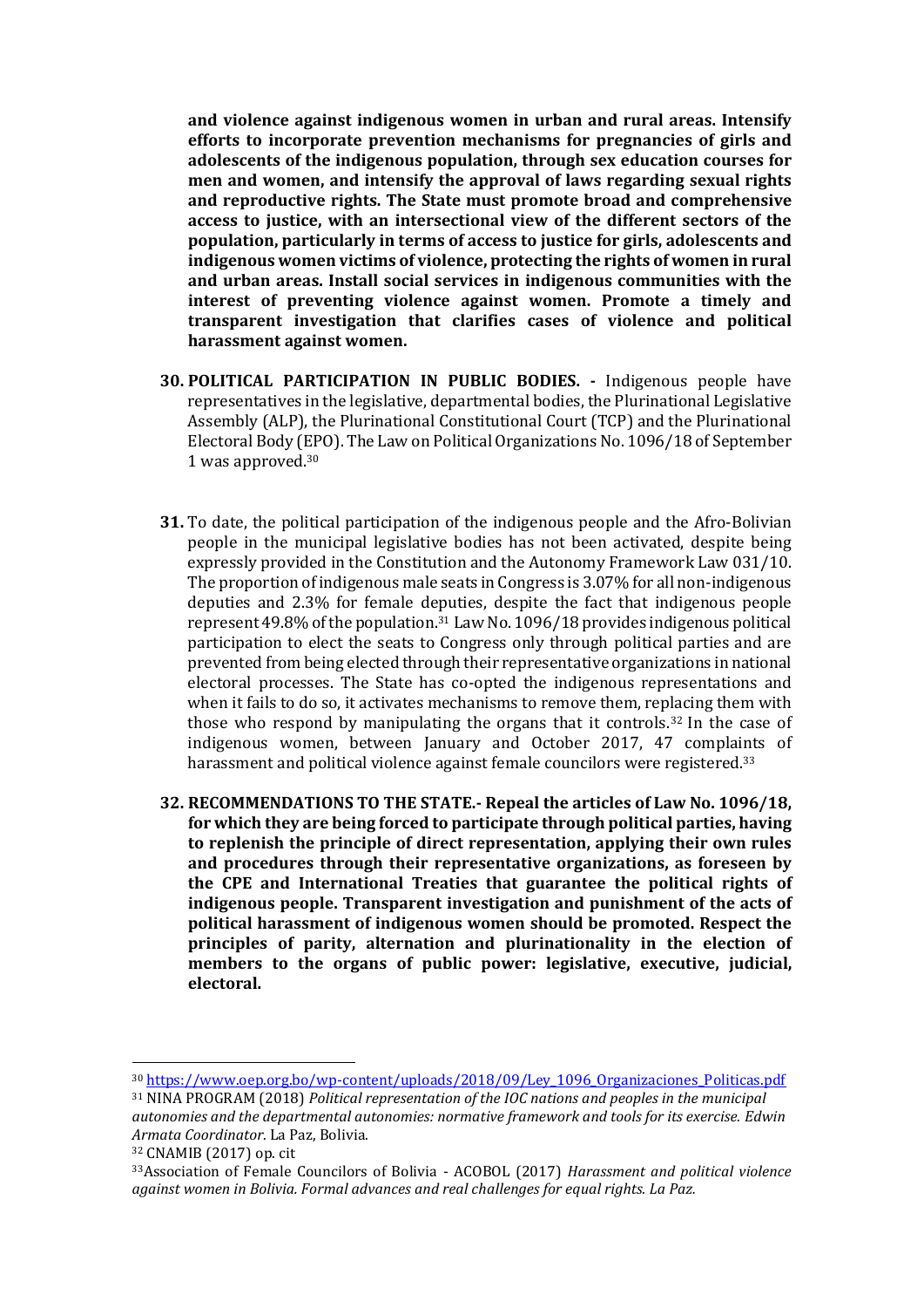**and violence against indigenous women in urban and rural areas. Intensify efforts to incorporate prevention mechanisms for pregnancies of girls and adolescents of the indigenous population, through sex education courses for men and women, and intensify the approval of laws regarding sexual rights and reproductive rights. The State must promote broad and comprehensive access to justice, with an intersectional view of the different sectors of the population, particularly in terms of access to justice for girls, adolescents and indigenous women victims of violence, protecting the rights of women in rural and urban areas. Install social services in indigenous communities with the interest of preventing violence against women. Promote a timely and transparent investigation that clarifies cases of violence and political harassment against women.**

30. **POLITICAL PARTICIPATION IN PUBLIC BODIES. -** Indigenous people have representatives in the legislative, departmental bodies, the Plurinational Legislative Assembly (ALP), the Plurinational Constitutional Court (TCP) and the Plurinational Electoral Body (EPO). The Law on Political Organizations No. 1096/18 of September 1 was approved.[30]

31. To date, the political participation of the indigenous people and the Afro-Bolivian people in the municipal legislative bodies has not been activated, despite being expressly provided in the Constitution and the Autonomy Framework Law 031/10. The proportion of indigenous male seats in Congress is 3.07% for all non-indigenous deputies and 2.3% for female deputies, despite the fact that indigenous people represent 49.8% of the population.[31] Law No. 1096/18 provides indigenous political participation to elect the seats to Congress only through political parties and are prevented from being elected through their representative organizations in national electoral processes. The State has co-opted the indigenous representations and when it fails to do so, it activates mechanisms to remove them, replacing them with those who respond by manipulating the organs that it controls.[32] In the case of indigenous women, between January and October 2017, 47 complaints of harassment and political violence against female councilors were registered.[33]

32. **RECOMMENDATIONS TO THE STATE.- Repeal the articles of Law No. 1096/18, for which they are being forced to participate through political parties, having to replenish the principle of direct representation, applying their own rules and procedures through their representative organizations, as foreseen by the CPE and International Treaties that guarantee the political rights of indigenous people. Transparent investigation and punishment of the acts of political harassment of indigenous women should be promoted. Respect the principles of parity, alternation and plurinationality in the election of members to the organs of public power: legislative, executive, judicial, electoral.**

---

[30] https://www.oep.org.bo/wp-content/uploads/2018/09/Ley_1096_Organizaciones_Politicas.pdf

[31] NINA PROGRAM (2018) *Political representation of the IOC nations and peoples in the municipal autonomies and the departmental autonomies: normative framework and tools for its exercise. Edwin Armata Coordinator*. La Paz, Bolivia.

[32] CNAMIB (2017) op. cit

[33] Association of Female Councilors of Bolivia - ACOBOL (2017) *Harassment and political violence against women in Bolivia. Formal advances and real challenges for equal rights. La Paz.*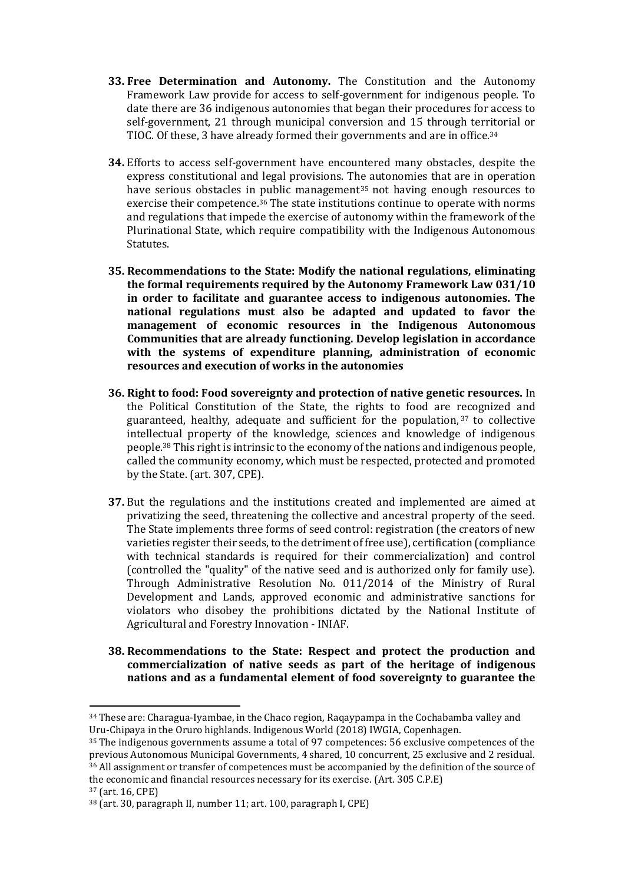33. **Free Determination and Autonomy.** The Constitution and the Autonomy Framework Law provide for access to self-government for indigenous people. To date there are 36 indigenous autonomies that began their procedures for access to self-government, 21 through municipal conversion and 15 through territorial or TIOC. Of these, 3 have already formed their governments and are in office.[34]

34. Efforts to access self-government have encountered many obstacles, despite the express constitutional and legal provisions. The autonomies that are in operation have serious obstacles in public management[35] not having enough resources to exercise their competence.[36] The state institutions continue to operate with norms and regulations that impede the exercise of autonomy within the framework of the Plurinational State, which require compatibility with the Indigenous Autonomous Statutes.

35. **Recommendations to the State: Modify the national regulations, eliminating the formal requirements required by the Autonomy Framework Law 031/10 in order to facilitate and guarantee access to indigenous autonomies. The national regulations must also be adapted and updated to favor the management of economic resources in the Indigenous Autonomous Communities that are already functioning. Develop legislation in accordance with the systems of expenditure planning, administration of economic resources and execution of works in the autonomies**

36. **Right to food: Food sovereignty and protection of native genetic resources.** In the Political Constitution of the State, the rights to food are recognized and guaranteed, healthy, adequate and sufficient for the population,[37] to collective intellectual property of the knowledge, sciences and knowledge of indigenous people.[38] This right is intrinsic to the economy of the nations and indigenous people, called the community economy, which must be respected, protected and promoted by the State. (art. 307, CPE).

37. But the regulations and the institutions created and implemented are aimed at privatizing the seed, threatening the collective and ancestral property of the seed. The State implements three forms of seed control: registration (the creators of new varieties register their seeds, to the detriment of free use), certification (compliance with technical standards is required for their commercialization) and control (controlled the "quality" of the native seed and is authorized only for family use). Through Administrative Resolution No. 011/2014 of the Ministry of Rural Development and Lands, approved economic and administrative sanctions for violators who disobey the prohibitions dictated by the National Institute of Agricultural and Forestry Innovation - INIAF.

38. **Recommendations to the State: Respect and protect the production and commercialization of native seeds as part of the heritage of indigenous nations and as a fundamental element of food sovereignty to guarantee the**

---

[34] These are: Charagua-Iyambae, in the Chaco region, Raqaypampa in the Cochabamba valley and Uru-Chipaya in the Oruro highlands. Indigenous World (2018) IWGIA, Copenhagen.

[35] The indigenous governments assume a total of 97 competences: 56 exclusive competences of the previous Autonomous Municipal Governments, 4 shared, 10 concurrent, 25 exclusive and 2 residual.

[36] All assignment or transfer of competences must be accompanied by the definition of the source of the economic and financial resources necessary for its exercise. (Art. 305 C.P.E)

[37] (art. 16, CPE)

[38] (art. 30, paragraph II, number 11; art. 100, paragraph I, CPE)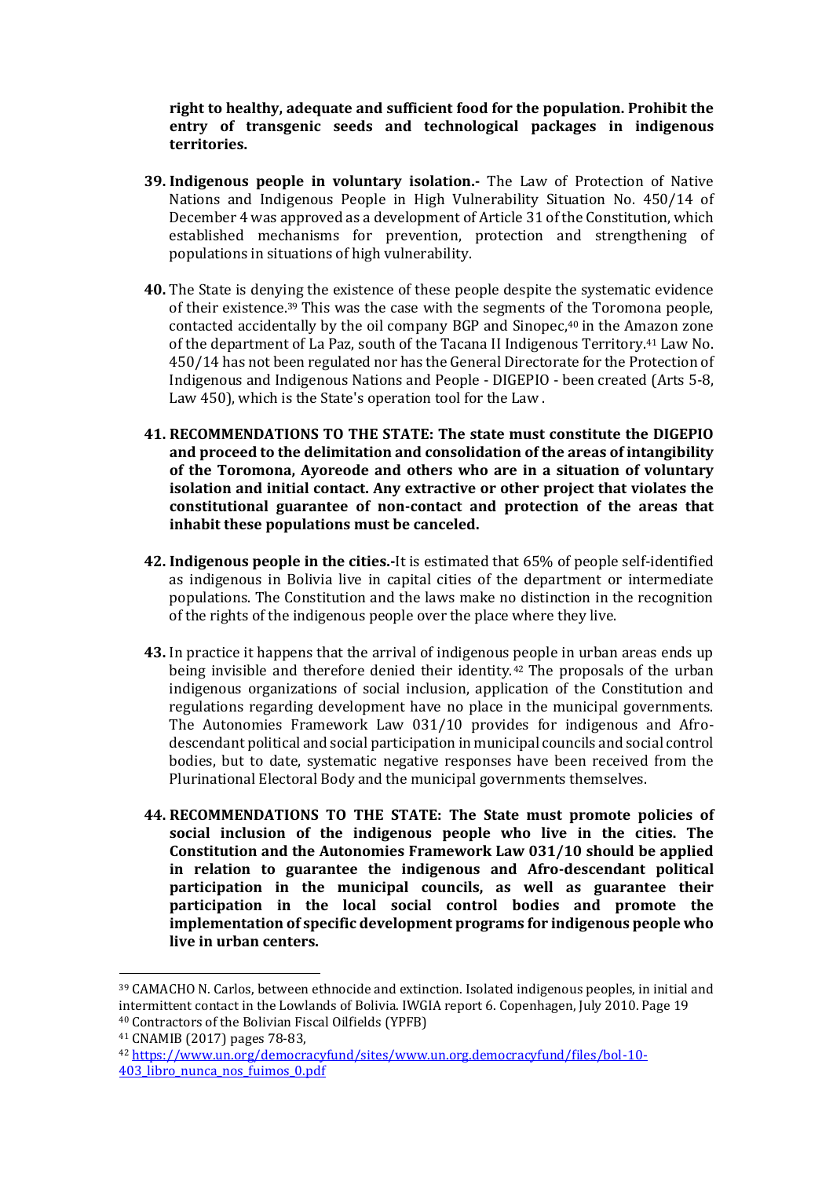**right to healthy, adequate and sufficient food for the population. Prohibit the entry of transgenic seeds and technological packages in indigenous territories.**

39. **Indigenous people in voluntary isolation.-** The Law of Protection of Native Nations and Indigenous People in High Vulnerability Situation No. 450/14 of December 4 was approved as a development of Article 31 of the Constitution, which established mechanisms for prevention, protection and strengthening of populations in situations of high vulnerability.

40. The State is denying the existence of these people despite the systematic evidence of their existence.[39] This was the case with the segments of the Toromona people, contacted accidentally by the oil company BGP and Sinopec,[40] in the Amazon zone of the department of La Paz, south of the Tacana II Indigenous Territory.[41] Law No. 450/14 has not been regulated nor has the General Directorate for the Protection of Indigenous and Indigenous Nations and People - DIGEPIO - been created (Arts 5-8, Law 450), which is the State's operation tool for the Law .

41. **RECOMMENDATIONS TO THE STATE: The state must constitute the DIGEPIO and proceed to the delimitation and consolidation of the areas of intangibility of the Toromona, Ayoreode and others who are in a situation of voluntary isolation and initial contact. Any extractive or other project that violates the constitutional guarantee of non-contact and protection of the areas that inhabit these populations must be canceled.**

42. **Indigenous people in the cities.-**It is estimated that 65% of people self-identified as indigenous in Bolivia live in capital cities of the department or intermediate populations. The Constitution and the laws make no distinction in the recognition of the rights of the indigenous people over the place where they live.

43. In practice it happens that the arrival of indigenous people in urban areas ends up being invisible and therefore denied their identity.[42] The proposals of the urban indigenous organizations of social inclusion, application of the Constitution and regulations regarding development have no place in the municipal governments. The Autonomies Framework Law 031/10 provides for indigenous and Afro-descendant political and social participation in municipal councils and social control bodies, but to date, systematic negative responses have been received from the Plurinational Electoral Body and the municipal governments themselves.

44. **RECOMMENDATIONS TO THE STATE: The State must promote policies of social inclusion of the indigenous people who live in the cities. The Constitution and the Autonomies Framework Law 031/10 should be applied in relation to guarantee the indigenous and Afro-descendant political participation in the municipal councils, as well as guarantee their participation in the local social control bodies and promote the implementation of specific development programs for indigenous people who live in urban centers.**

---

[39] CAMACHO N. Carlos, between ethnocide and extinction. Isolated indigenous peoples, in initial and intermittent contact in the Lowlands of Bolivia. IWGIA report 6. Copenhagen, July 2010. Page 19

[40] Contractors of the Bolivian Fiscal Oilfields (YPFB)

[41] CNAMIB (2017) pages 78-83,

[42] https://www.un.org/democracyfund/sites/www.un.org.democracyfund/files/bol-10-403_libro_nunca_nos_fuimos_0.pdf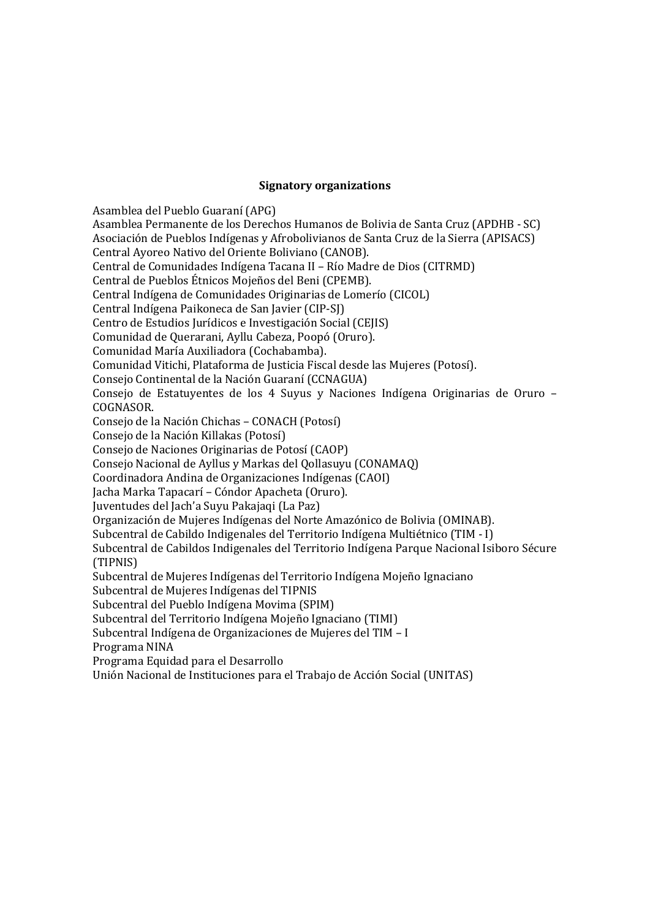**Signatory organizations**

Asamblea del Pueblo Guaraní (APG)
Asamblea Permanente de los Derechos Humanos de Bolivia de Santa Cruz (APDHB - SC)
Asociación de Pueblos Indígenas y Afrobolivianos de Santa Cruz de la Sierra (APISACS)
Central Ayoreo Nativo del Oriente Boliviano (CANOB).
Central de Comunidades Indígena Tacana II – Río Madre de Dios (CITRMD)
Central de Pueblos Étnicos Mojeños del Beni (CPEMB).
Central Indígena de Comunidades Originarias de Lomerío (CICOL)
Central Indígena Paikoneca de San Javier (CIP-SJ)
Centro de Estudios Jurídicos e Investigación Social (CEJIS)
Comunidad de Querarani, Ayllu Cabeza, Poopó (Oruro).
Comunidad María Auxiliadora (Cochabamba).
Comunidad Vitichi, Plataforma de Justicia Fiscal desde las Mujeres (Potosí).
Consejo Continental de la Nación Guaraní (CCNAGUA)
Consejo de Estatuyentes de los 4 Suyus y Naciones Indígena Originarias de Oruro – COGNASOR.
Consejo de la Nación Chichas – CONACH (Potosí)
Consejo de la Nación Killakas (Potosí)
Consejo de Naciones Originarias de Potosí (CAOP)
Consejo Nacional de Ayllus y Markas del Qollasuyu (CONAMAQ)
Coordinadora Andina de Organizaciones Indígenas (CAOI)
Jacha Marka Tapacarí – Cóndor Apacheta (Oruro).
Juventudes del Jach'a Suyu Pakajaqi (La Paz)
Organización de Mujeres Indígenas del Norte Amazónico de Bolivia (OMINAB).
Subcentral de Cabildo Indigenales del Territorio Indígena Multiétnico (TIM - I)
Subcentral de Cabildos Indigenales del Territorio Indígena Parque Nacional Isiboro Sécure (TIPNIS)
Subcentral de Mujeres Indígenas del Territorio Indígena Mojeño Ignaciano
Subcentral de Mujeres Indígenas del TIPNIS
Subcentral del Pueblo Indígena Movima (SPIM)
Subcentral del Territorio Indígena Mojeño Ignaciano (TIMI)
Subcentral Indígena de Organizaciones de Mujeres del TIM – I
Programa NINA
Programa Equidad para el Desarrollo
Unión Nacional de Instituciones para el Trabajo de Acción Social (UNITAS)